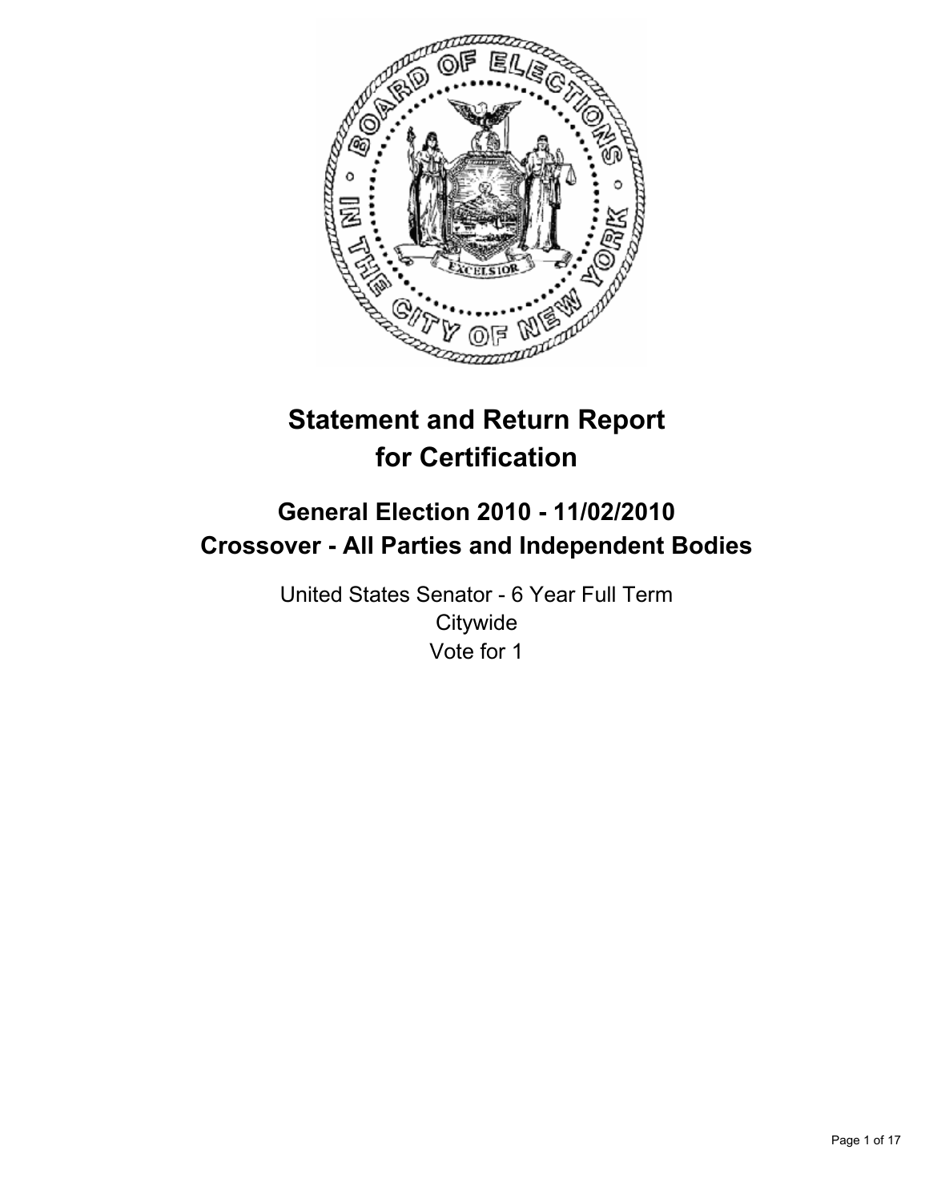# Statement and Return Report for Certification

## General Election 2010 - 11/02/2010
## Crossover - All Parties and Independent Bodies

United States Senator - 6 Year Full Term
Citywide
Vote for 1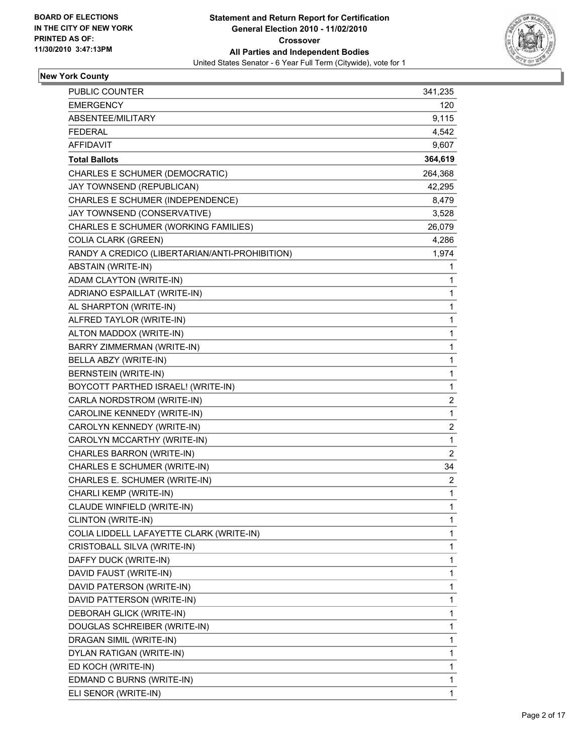**BOARD OF ELECTIONS IN THE CITY OF NEW YORK PRINTED AS OF: 11/30/2010 3:47:13PM**

**Statement and Return Report for Certification**
**General Election 2010 - 11/02/2010**
**Crossover**
**All Parties and Independent Bodies**
United States Senator - 6 Year Full Term (Citywide), vote for 1

## New York County

| | |
|---|---|
| PUBLIC COUNTER | 341,235 |
| EMERGENCY | 120 |
| ABSENTEE/MILITARY | 9,115 |
| FEDERAL | 4,542 |
| AFFIDAVIT | 9,607 |
| **Total Ballots** | **364,619** |
| CHARLES E SCHUMER (DEMOCRATIC) | 264,368 |
| JAY TOWNSEND (REPUBLICAN) | 42,295 |
| CHARLES E SCHUMER (INDEPENDENCE) | 8,479 |
| JAY TOWNSEND (CONSERVATIVE) | 3,528 |
| CHARLES E SCHUMER (WORKING FAMILIES) | 26,079 |
| COLIA CLARK (GREEN) | 4,286 |
| RANDY A CREDICO (LIBERTARIAN/ANTI-PROHIBITION) | 1,974 |
| ABSTAIN (WRITE-IN) | 1 |
| ADAM CLAYTON (WRITE-IN) | 1 |
| ADRIANO ESPAILLAT (WRITE-IN) | 1 |
| AL SHARPTON (WRITE-IN) | 1 |
| ALFRED TAYLOR (WRITE-IN) | 1 |
| ALTON MADDOX (WRITE-IN) | 1 |
| BARRY ZIMMERMAN (WRITE-IN) | 1 |
| BELLA ABZY (WRITE-IN) | 1 |
| BERNSTEIN (WRITE-IN) | 1 |
| BOYCOTT PARTHED ISRAEL! (WRITE-IN) | 1 |
| CARLA NORDSTROM (WRITE-IN) | 2 |
| CAROLINE KENNEDY (WRITE-IN) | 1 |
| CAROLYN KENNEDY (WRITE-IN) | 2 |
| CAROLYN MCCARTHY (WRITE-IN) | 1 |
| CHARLES BARRON (WRITE-IN) | 2 |
| CHARLES E SCHUMER (WRITE-IN) | 34 |
| CHARLES E. SCHUMER (WRITE-IN) | 2 |
| CHARLI KEMP (WRITE-IN) | 1 |
| CLAUDE WINFIELD (WRITE-IN) | 1 |
| CLINTON (WRITE-IN) | 1 |
| COLIA LIDDELL LAFAYETTE CLARK (WRITE-IN) | 1 |
| CRISTOBALL SILVA (WRITE-IN) | 1 |
| DAFFY DUCK (WRITE-IN) | 1 |
| DAVID FAUST (WRITE-IN) | 1 |
| DAVID PATERSON (WRITE-IN) | 1 |
| DAVID PATTERSON (WRITE-IN) | 1 |
| DEBORAH GLICK (WRITE-IN) | 1 |
| DOUGLAS SCHREIBER (WRITE-IN) | 1 |
| DRAGAN SIMIL (WRITE-IN) | 1 |
| DYLAN RATIGAN (WRITE-IN) | 1 |
| ED KOCH (WRITE-IN) | 1 |
| EDMAND C BURNS (WRITE-IN) | 1 |
| ELI SENOR (WRITE-IN) | 1 |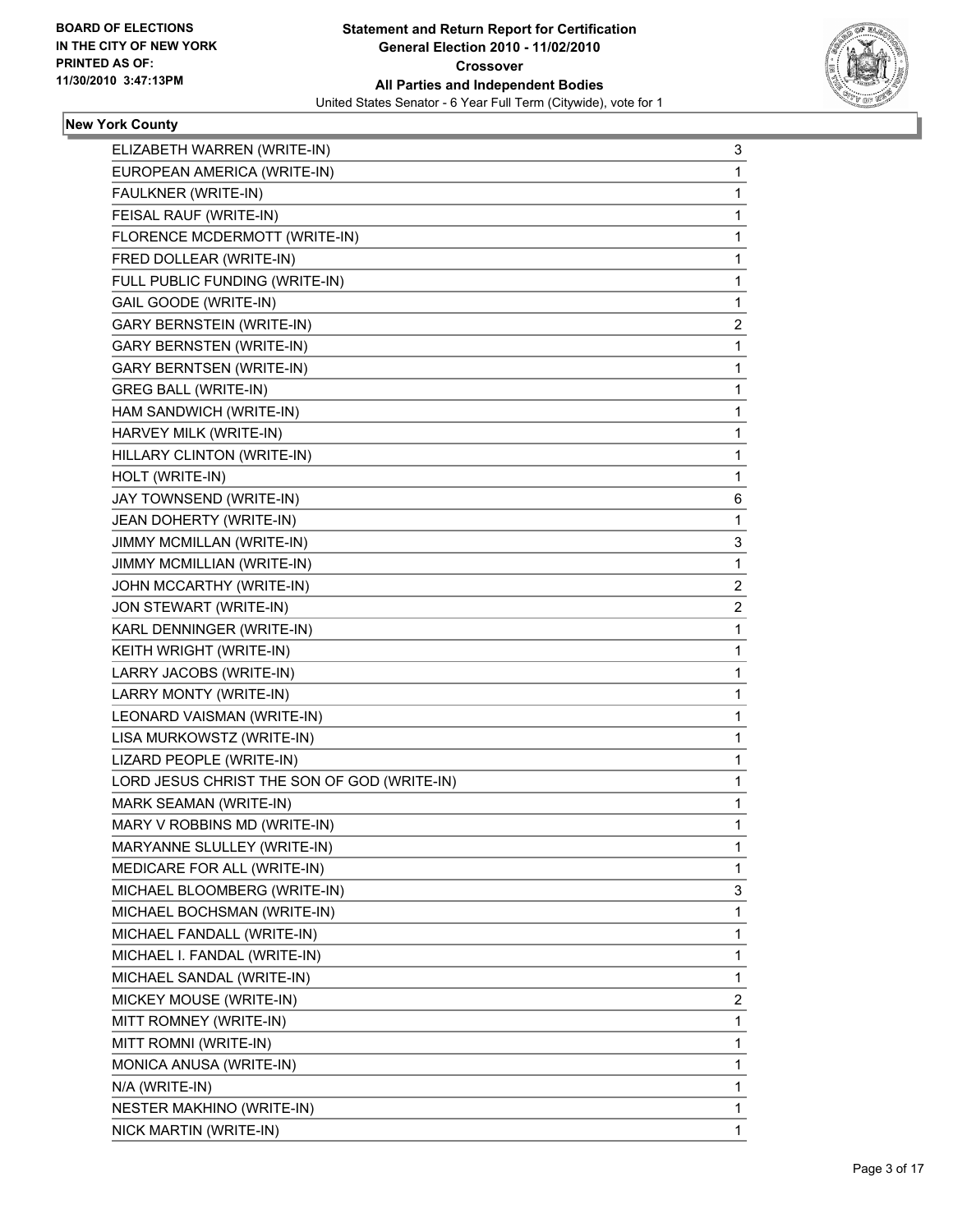**BOARD OF ELECTIONS IN THE CITY OF NEW YORK PRINTED AS OF: 11/30/2010 3:47:13PM**

**Statement and Return Report for Certification General Election 2010 - 11/02/2010 Crossover All Parties and Independent Bodies**

United States Senator - 6 Year Full Term (Citywide), vote for 1

## New York County

| | |
|---|---|
| ELIZABETH WARREN (WRITE-IN) | 3 |
| EUROPEAN AMERICA (WRITE-IN) | 1 |
| FAULKNER (WRITE-IN) | 1 |
| FEISAL RAUF (WRITE-IN) | 1 |
| FLORENCE MCDERMOTT (WRITE-IN) | 1 |
| FRED DOLLEAR (WRITE-IN) | 1 |
| FULL PUBLIC FUNDING (WRITE-IN) | 1 |
| GAIL GOODE (WRITE-IN) | 1 |
| GARY BERNSTEIN (WRITE-IN) | 2 |
| GARY BERNSTEN (WRITE-IN) | 1 |
| GARY BERNTSEN (WRITE-IN) | 1 |
| GREG BALL (WRITE-IN) | 1 |
| HAM SANDWICH (WRITE-IN) | 1 |
| HARVEY MILK (WRITE-IN) | 1 |
| HILLARY CLINTON (WRITE-IN) | 1 |
| HOLT (WRITE-IN) | 1 |
| JAY TOWNSEND (WRITE-IN) | 6 |
| JEAN DOHERTY (WRITE-IN) | 1 |
| JIMMY MCMILLAN (WRITE-IN) | 3 |
| JIMMY MCMILLIAN (WRITE-IN) | 1 |
| JOHN MCCARTHY (WRITE-IN) | 2 |
| JON STEWART (WRITE-IN) | 2 |
| KARL DENNINGER (WRITE-IN) | 1 |
| KEITH WRIGHT (WRITE-IN) | 1 |
| LARRY JACOBS (WRITE-IN) | 1 |
| LARRY MONTY (WRITE-IN) | 1 |
| LEONARD VAISMAN (WRITE-IN) | 1 |
| LISA MURKOWSTZ (WRITE-IN) | 1 |
| LIZARD PEOPLE (WRITE-IN) | 1 |
| LORD JESUS CHRIST THE SON OF GOD (WRITE-IN) | 1 |
| MARK SEAMAN (WRITE-IN) | 1 |
| MARY V ROBBINS MD (WRITE-IN) | 1 |
| MARYANNE SLULLEY (WRITE-IN) | 1 |
| MEDICARE FOR ALL (WRITE-IN) | 1 |
| MICHAEL BLOOMBERG (WRITE-IN) | 3 |
| MICHAEL BOCHSMAN (WRITE-IN) | 1 |
| MICHAEL FANDALL (WRITE-IN) | 1 |
| MICHAEL I. FANDAL (WRITE-IN) | 1 |
| MICHAEL SANDAL (WRITE-IN) | 1 |
| MICKEY MOUSE (WRITE-IN) | 2 |
| MITT ROMNEY (WRITE-IN) | 1 |
| MITT ROMNI (WRITE-IN) | 1 |
| MONICA ANUSA (WRITE-IN) | 1 |
| N/A (WRITE-IN) | 1 |
| NESTER MAKHINO (WRITE-IN) | 1 |
| NICK MARTIN (WRITE-IN) | 1 |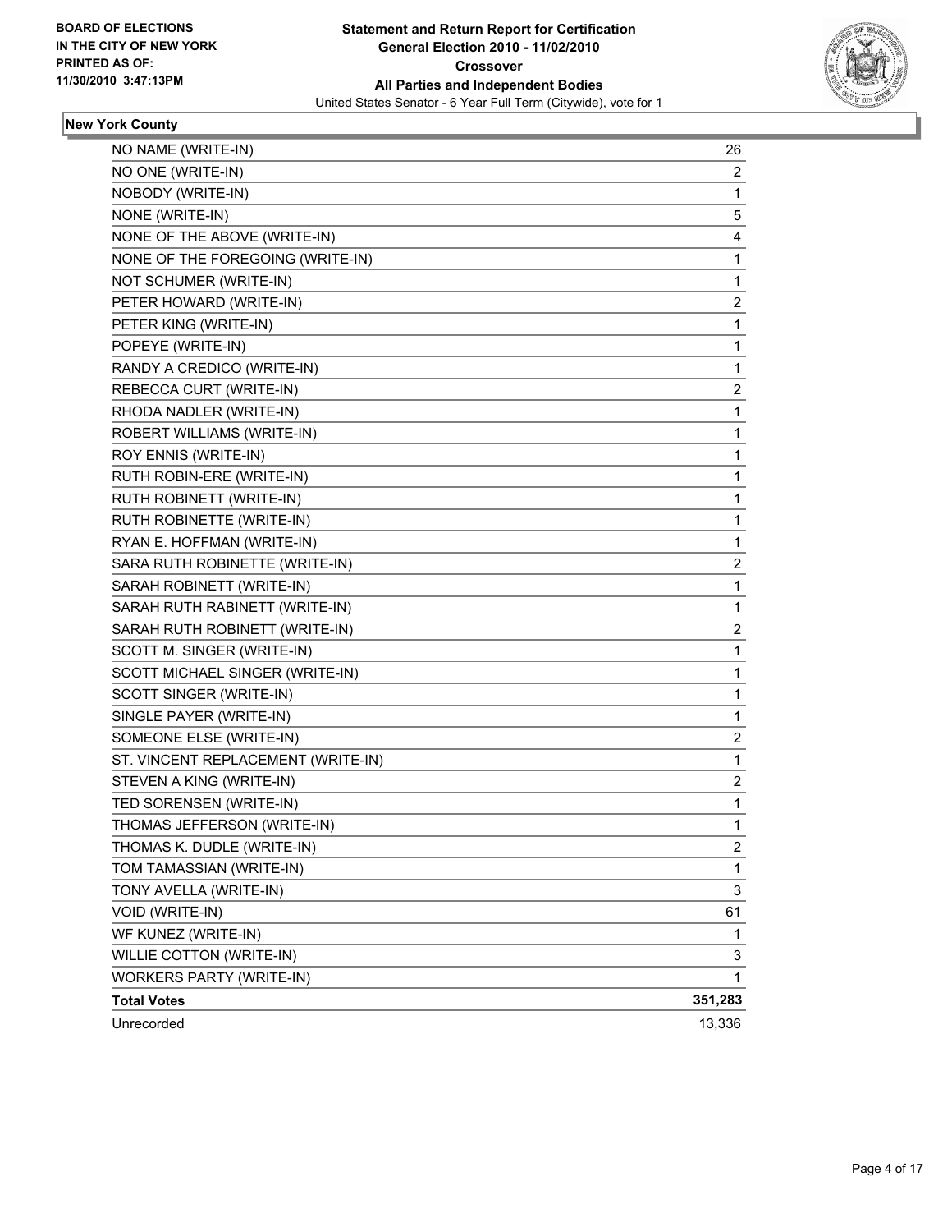**BOARD OF ELECTIONS IN THE CITY OF NEW YORK PRINTED AS OF: 11/30/2010 3:47:13PM**

**Statement and Return Report for Certification General Election 2010 - 11/02/2010 Crossover All Parties and Independent Bodies**

United States Senator - 6 Year Full Term (Citywide), vote for 1

## New York County

| | |
|---|---|
| NO NAME (WRITE-IN) | 26 |
| NO ONE (WRITE-IN) | 2 |
| NOBODY (WRITE-IN) | 1 |
| NONE (WRITE-IN) | 5 |
| NONE OF THE ABOVE (WRITE-IN) | 4 |
| NONE OF THE FOREGOING (WRITE-IN) | 1 |
| NOT SCHUMER (WRITE-IN) | 1 |
| PETER HOWARD (WRITE-IN) | 2 |
| PETER KING (WRITE-IN) | 1 |
| POPEYE (WRITE-IN) | 1 |
| RANDY A CREDICO (WRITE-IN) | 1 |
| REBECCA CURT (WRITE-IN) | 2 |
| RHODA NADLER (WRITE-IN) | 1 |
| ROBERT WILLIAMS (WRITE-IN) | 1 |
| ROY ENNIS (WRITE-IN) | 1 |
| RUTH ROBIN-ERE (WRITE-IN) | 1 |
| RUTH ROBINETT (WRITE-IN) | 1 |
| RUTH ROBINETTE (WRITE-IN) | 1 |
| RYAN E. HOFFMAN (WRITE-IN) | 1 |
| SARA RUTH ROBINETTE (WRITE-IN) | 2 |
| SARAH ROBINETT (WRITE-IN) | 1 |
| SARAH RUTH RABINETT (WRITE-IN) | 1 |
| SARAH RUTH ROBINETT (WRITE-IN) | 2 |
| SCOTT M. SINGER (WRITE-IN) | 1 |
| SCOTT MICHAEL SINGER (WRITE-IN) | 1 |
| SCOTT SINGER (WRITE-IN) | 1 |
| SINGLE PAYER (WRITE-IN) | 1 |
| SOMEONE ELSE (WRITE-IN) | 2 |
| ST. VINCENT REPLACEMENT (WRITE-IN) | 1 |
| STEVEN A KING (WRITE-IN) | 2 |
| TED SORENSEN (WRITE-IN) | 1 |
| THOMAS JEFFERSON (WRITE-IN) | 1 |
| THOMAS K. DUDLE (WRITE-IN) | 2 |
| TOM TAMASSIAN (WRITE-IN) | 1 |
| TONY AVELLA (WRITE-IN) | 3 |
| VOID (WRITE-IN) | 61 |
| WF KUNEZ (WRITE-IN) | 1 |
| WILLIE COTTON (WRITE-IN) | 3 |
| WORKERS PARTY (WRITE-IN) | 1 |
| **Total Votes** | **351,283** |
| Unrecorded | 13,336 |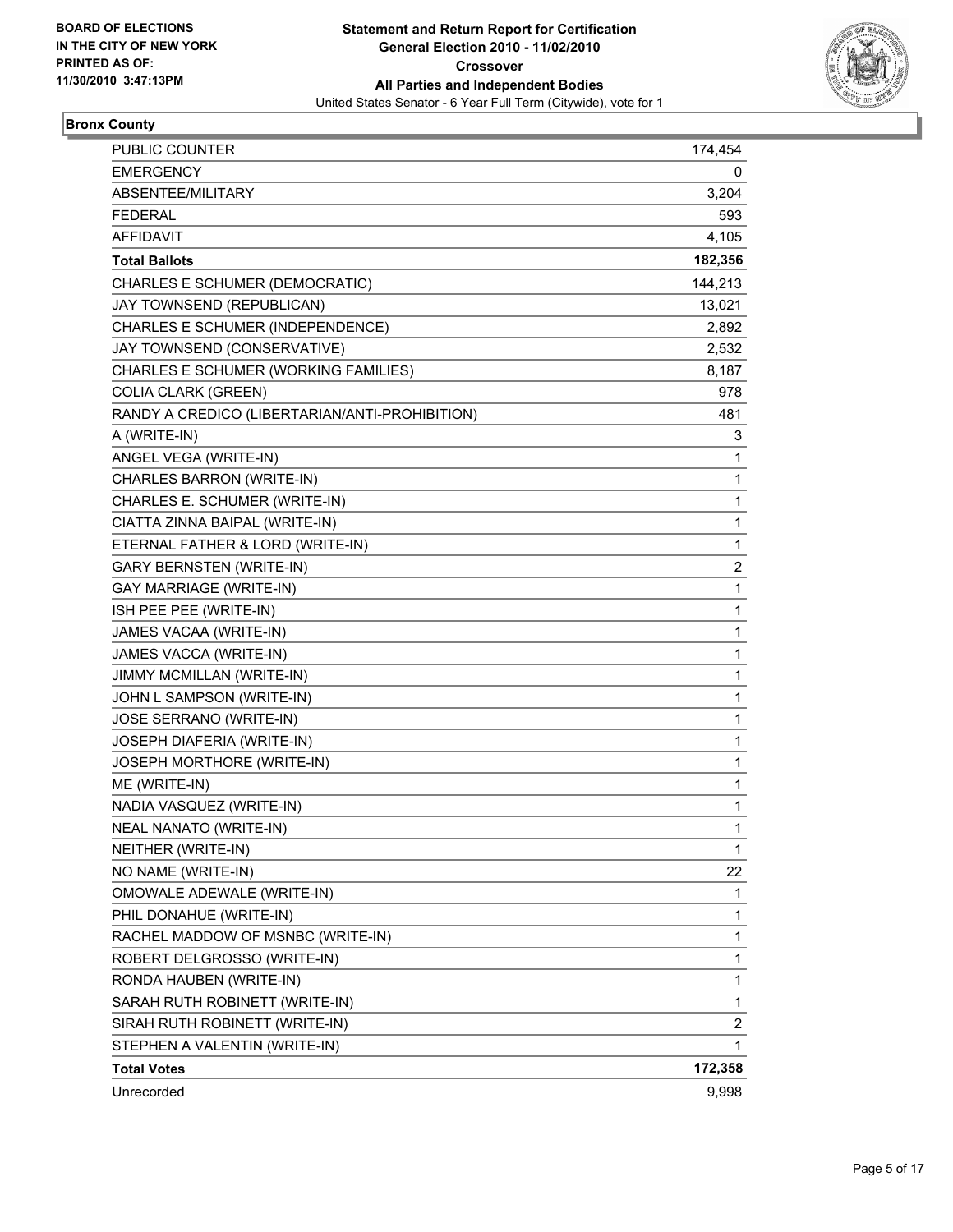**BOARD OF ELECTIONS**
**IN THE CITY OF NEW YORK**
**PRINTED AS OF:**
**11/30/2010 3:47:13PM**

**Statement and Return Report for Certification**
**General Election 2010 - 11/02/2010**
**Crossover**
**All Parties and Independent Bodies**
United States Senator - 6 Year Full Term (Citywide), vote for 1

## Bronx County

| | |
|---|---|
| PUBLIC COUNTER | 174,454 |
| EMERGENCY | 0 |
| ABSENTEE/MILITARY | 3,204 |
| FEDERAL | 593 |
| AFFIDAVIT | 4,105 |
| **Total Ballots** | **182,356** |
| CHARLES E SCHUMER (DEMOCRATIC) | 144,213 |
| JAY TOWNSEND (REPUBLICAN) | 13,021 |
| CHARLES E SCHUMER (INDEPENDENCE) | 2,892 |
| JAY TOWNSEND (CONSERVATIVE) | 2,532 |
| CHARLES E SCHUMER (WORKING FAMILIES) | 8,187 |
| COLIA CLARK (GREEN) | 978 |
| RANDY A CREDICO (LIBERTARIAN/ANTI-PROHIBITION) | 481 |
| A (WRITE-IN) | 3 |
| ANGEL VEGA (WRITE-IN) | 1 |
| CHARLES BARRON (WRITE-IN) | 1 |
| CHARLES E. SCHUMER (WRITE-IN) | 1 |
| CIATTA ZINNA BAIPAL (WRITE-IN) | 1 |
| ETERNAL FATHER & LORD (WRITE-IN) | 1 |
| GARY BERNSTEN (WRITE-IN) | 2 |
| GAY MARRIAGE (WRITE-IN) | 1 |
| ISH PEE PEE (WRITE-IN) | 1 |
| JAMES VACAA (WRITE-IN) | 1 |
| JAMES VACCA (WRITE-IN) | 1 |
| JIMMY MCMILLAN (WRITE-IN) | 1 |
| JOHN L SAMPSON (WRITE-IN) | 1 |
| JOSE SERRANO (WRITE-IN) | 1 |
| JOSEPH DIAFERIA (WRITE-IN) | 1 |
| JOSEPH MORTHORE (WRITE-IN) | 1 |
| ME (WRITE-IN) | 1 |
| NADIA VASQUEZ (WRITE-IN) | 1 |
| NEAL NANATO (WRITE-IN) | 1 |
| NEITHER (WRITE-IN) | 1 |
| NO NAME (WRITE-IN) | 22 |
| OMOWALE ADEWALE (WRITE-IN) | 1 |
| PHIL DONAHUE (WRITE-IN) | 1 |
| RACHEL MADDOW OF MSNBC (WRITE-IN) | 1 |
| ROBERT DELGROSSO (WRITE-IN) | 1 |
| RONDA HAUBEN (WRITE-IN) | 1 |
| SARAH RUTH ROBINETT (WRITE-IN) | 1 |
| SIRAH RUTH ROBINETT (WRITE-IN) | 2 |
| STEPHEN A VALENTIN (WRITE-IN) | 1 |
| **Total Votes** | **172,358** |
| Unrecorded | 9,998 |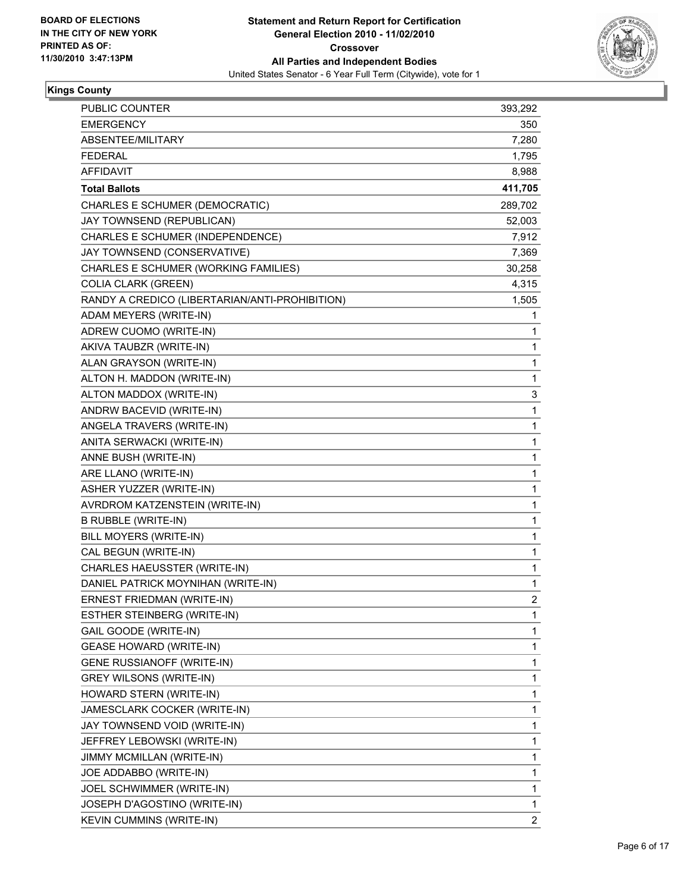**BOARD OF ELECTIONS IN THE CITY OF NEW YORK PRINTED AS OF: 11/30/2010 3:47:13PM**

**Statement and Return Report for Certification**
**General Election 2010 - 11/02/2010**
**Crossover**
**All Parties and Independent Bodies**
United States Senator - 6 Year Full Term (Citywide), vote for 1

**Kings County**

| | |
|---|---|
| PUBLIC COUNTER | 393,292 |
| EMERGENCY | 350 |
| ABSENTEE/MILITARY | 7,280 |
| FEDERAL | 1,795 |
| AFFIDAVIT | 8,988 |
| **Total Ballots** | **411,705** |
| CHARLES E SCHUMER (DEMOCRATIC) | 289,702 |
| JAY TOWNSEND (REPUBLICAN) | 52,003 |
| CHARLES E SCHUMER (INDEPENDENCE) | 7,912 |
| JAY TOWNSEND (CONSERVATIVE) | 7,369 |
| CHARLES E SCHUMER (WORKING FAMILIES) | 30,258 |
| COLIA CLARK (GREEN) | 4,315 |
| RANDY A CREDICO (LIBERTARIAN/ANTI-PROHIBITION) | 1,505 |
| ADAM MEYERS (WRITE-IN) | 1 |
| ADREW CUOMO (WRITE-IN) | 1 |
| AKIVA TAUBZR (WRITE-IN) | 1 |
| ALAN GRAYSON (WRITE-IN) | 1 |
| ALTON H. MADDON (WRITE-IN) | 1 |
| ALTON MADDOX (WRITE-IN) | 3 |
| ANDRW BACEVID (WRITE-IN) | 1 |
| ANGELA TRAVERS (WRITE-IN) | 1 |
| ANITA SERWACKI (WRITE-IN) | 1 |
| ANNE BUSH (WRITE-IN) | 1 |
| ARE LLANO (WRITE-IN) | 1 |
| ASHER YUZZER (WRITE-IN) | 1 |
| AVRDROM KATZENSTEIN (WRITE-IN) | 1 |
| B RUBBLE (WRITE-IN) | 1 |
| BILL MOYERS (WRITE-IN) | 1 |
| CAL BEGUN (WRITE-IN) | 1 |
| CHARLES HAEUSSTER (WRITE-IN) | 1 |
| DANIEL PATRICK MOYNIHAN (WRITE-IN) | 1 |
| ERNEST FRIEDMAN (WRITE-IN) | 2 |
| ESTHER STEINBERG (WRITE-IN) | 1 |
| GAIL GOODE (WRITE-IN) | 1 |
| GEASE HOWARD (WRITE-IN) | 1 |
| GENE RUSSIANOFF (WRITE-IN) | 1 |
| GREY WILSONS (WRITE-IN) | 1 |
| HOWARD STERN (WRITE-IN) | 1 |
| JAMESCLARK COCKER (WRITE-IN) | 1 |
| JAY TOWNSEND VOID (WRITE-IN) | 1 |
| JEFFREY LEBOWSKI (WRITE-IN) | 1 |
| JIMMY MCMILLAN (WRITE-IN) | 1 |
| JOE ADDABBO (WRITE-IN) | 1 |
| JOEL SCHWIMMER (WRITE-IN) | 1 |
| JOSEPH D'AGOSTINO (WRITE-IN) | 1 |
| KEVIN CUMMINS (WRITE-IN) | 2 |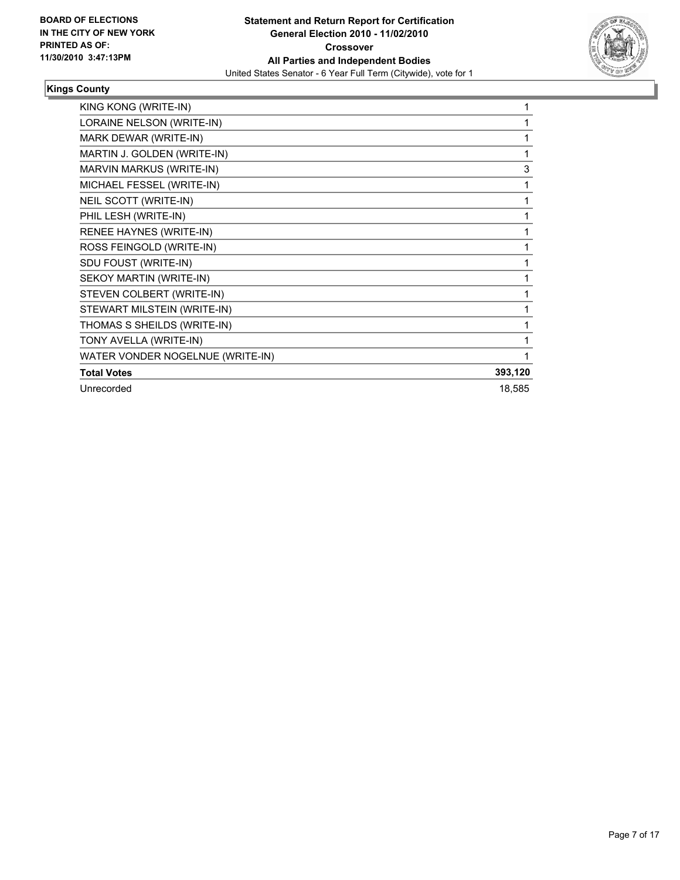**BOARD OF ELECTIONS IN THE CITY OF NEW YORK PRINTED AS OF: 11/30/2010 3:47:13PM**

**Statement and Return Report for Certification**
**General Election 2010 - 11/02/2010**
**Crossover**
**All Parties and Independent Bodies**
United States Senator - 6 Year Full Term (Citywide), vote for 1

**Kings County**

| | |
|---|---|
| KING KONG (WRITE-IN) | 1 |
| LORAINE NELSON (WRITE-IN) | 1 |
| MARK DEWAR (WRITE-IN) | 1 |
| MARTIN J. GOLDEN (WRITE-IN) | 1 |
| MARVIN MARKUS (WRITE-IN) | 3 |
| MICHAEL FESSEL (WRITE-IN) | 1 |
| NEIL SCOTT (WRITE-IN) | 1 |
| PHIL LESH (WRITE-IN) | 1 |
| RENEE HAYNES (WRITE-IN) | 1 |
| ROSS FEINGOLD (WRITE-IN) | 1 |
| SDU FOUST (WRITE-IN) | 1 |
| SEKOY MARTIN (WRITE-IN) | 1 |
| STEVEN COLBERT (WRITE-IN) | 1 |
| STEWART MILSTEIN (WRITE-IN) | 1 |
| THOMAS S SHEILDS (WRITE-IN) | 1 |
| TONY AVELLA (WRITE-IN) | 1 |
| WATER VONDER NOGELNUE (WRITE-IN) | 1 |
| **Total Votes** | **393,120** |
| Unrecorded | 18,585 |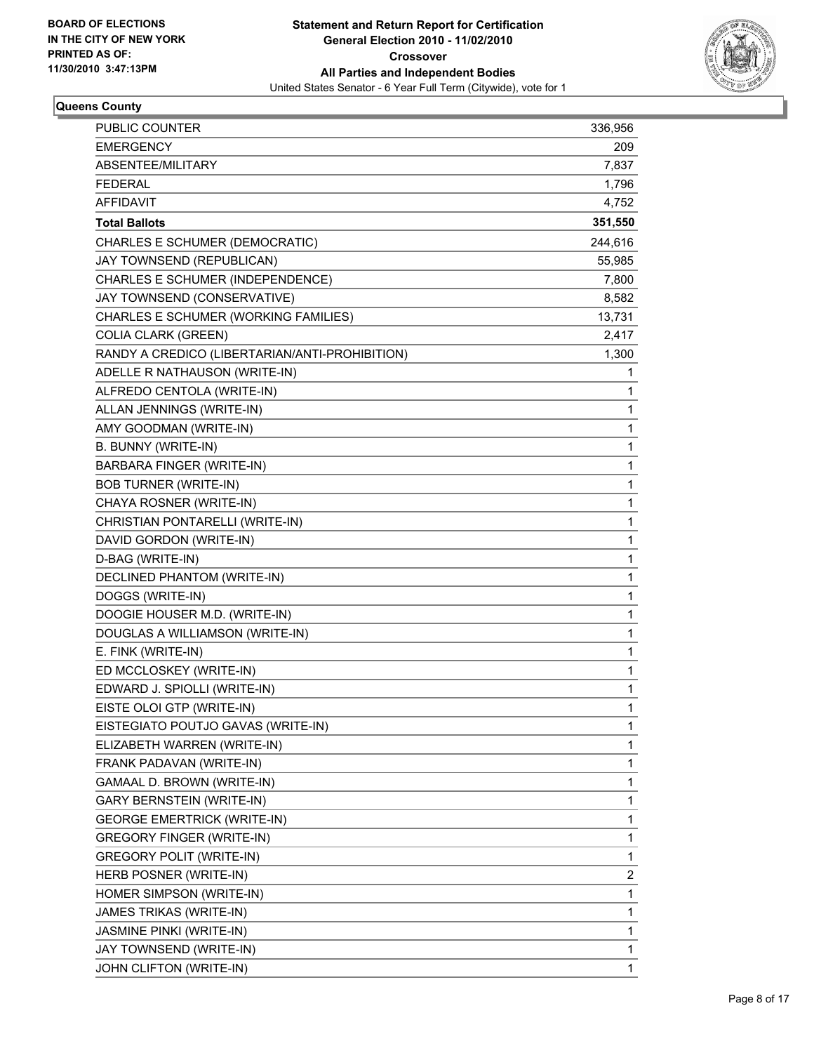**BOARD OF ELECTIONS IN THE CITY OF NEW YORK PRINTED AS OF: 11/30/2010 3:47:13PM**

# Statement and Return Report for Certification
## General Election 2010 - 11/02/2010
## Crossover
## All Parties and Independent Bodies
United States Senator - 6 Year Full Term (Citywide), vote for 1

### Queens County

| | |
|---|---|
| PUBLIC COUNTER | 336,956 |
| EMERGENCY | 209 |
| ABSENTEE/MILITARY | 7,837 |
| FEDERAL | 1,796 |
| AFFIDAVIT | 4,752 |
| **Total Ballots** | **351,550** |
| CHARLES E SCHUMER (DEMOCRATIC) | 244,616 |
| JAY TOWNSEND (REPUBLICAN) | 55,985 |
| CHARLES E SCHUMER (INDEPENDENCE) | 7,800 |
| JAY TOWNSEND (CONSERVATIVE) | 8,582 |
| CHARLES E SCHUMER (WORKING FAMILIES) | 13,731 |
| COLIA CLARK (GREEN) | 2,417 |
| RANDY A CREDICO (LIBERTARIAN/ANTI-PROHIBITION) | 1,300 |
| ADELLE R NATHAUSON (WRITE-IN) | 1 |
| ALFREDO CENTOLA (WRITE-IN) | 1 |
| ALLAN JENNINGS (WRITE-IN) | 1 |
| AMY GOODMAN (WRITE-IN) | 1 |
| B. BUNNY (WRITE-IN) | 1 |
| BARBARA FINGER (WRITE-IN) | 1 |
| BOB TURNER (WRITE-IN) | 1 |
| CHAYA ROSNER (WRITE-IN) | 1 |
| CHRISTIAN PONTARELLI (WRITE-IN) | 1 |
| DAVID GORDON (WRITE-IN) | 1 |
| D-BAG (WRITE-IN) | 1 |
| DECLINED PHANTOM (WRITE-IN) | 1 |
| DOGGS (WRITE-IN) | 1 |
| DOOGIE HOUSER M.D. (WRITE-IN) | 1 |
| DOUGLAS A WILLIAMSON (WRITE-IN) | 1 |
| E. FINK (WRITE-IN) | 1 |
| ED MCCLOSKEY (WRITE-IN) | 1 |
| EDWARD J. SPIOLLI (WRITE-IN) | 1 |
| EISTE OLOI GTP (WRITE-IN) | 1 |
| EISTEGIATO POUTJO GAVAS (WRITE-IN) | 1 |
| ELIZABETH WARREN (WRITE-IN) | 1 |
| FRANK PADAVAN (WRITE-IN) | 1 |
| GAMAAL D. BROWN (WRITE-IN) | 1 |
| GARY BERNSTEIN (WRITE-IN) | 1 |
| GEORGE EMERTRICK (WRITE-IN) | 1 |
| GREGORY FINGER (WRITE-IN) | 1 |
| GREGORY POLIT (WRITE-IN) | 1 |
| HERB POSNER (WRITE-IN) | 2 |
| HOMER SIMPSON (WRITE-IN) | 1 |
| JAMES TRIKAS (WRITE-IN) | 1 |
| JASMINE PINKI (WRITE-IN) | 1 |
| JAY TOWNSEND (WRITE-IN) | 1 |
| JOHN CLIFTON (WRITE-IN) | 1 |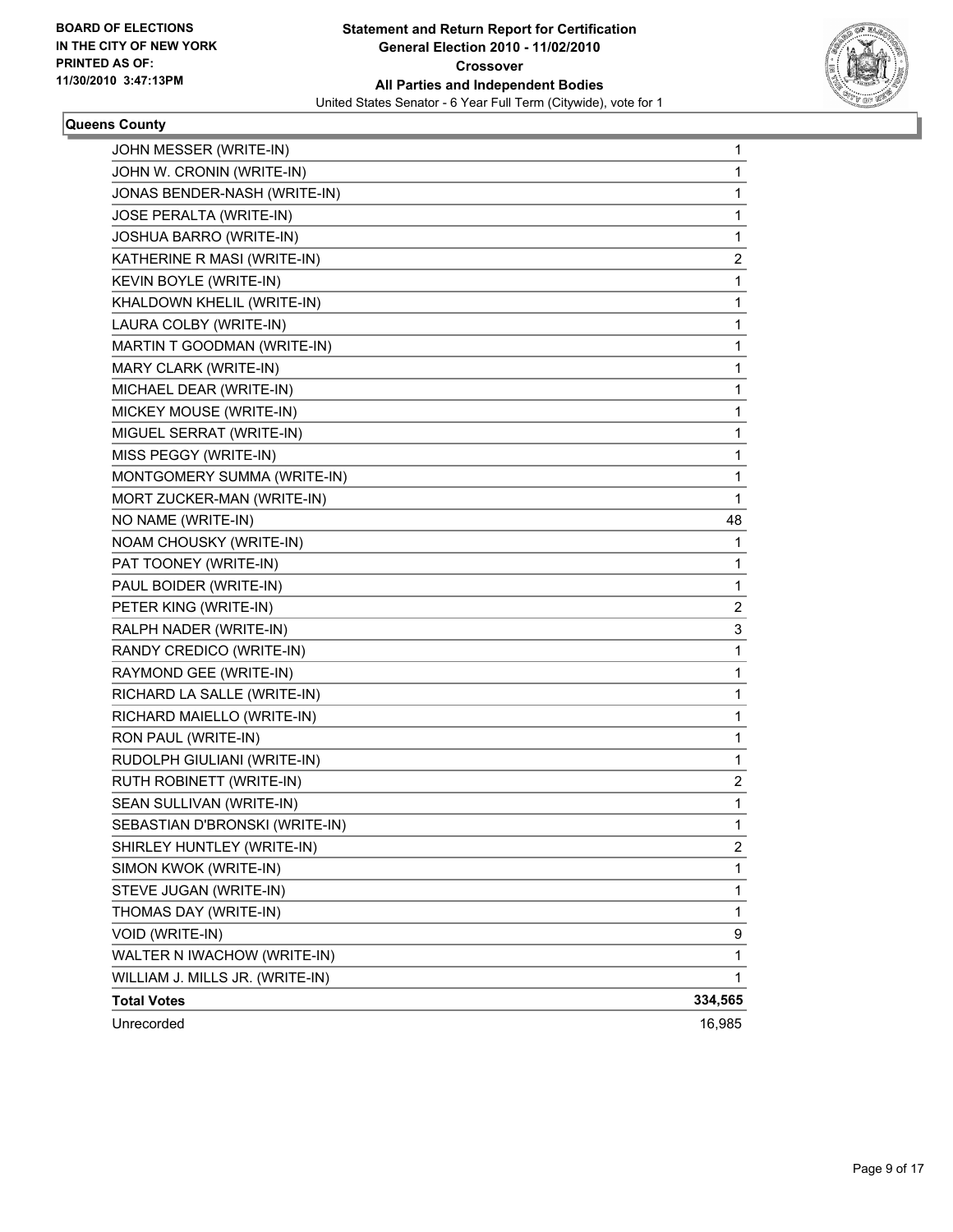**BOARD OF ELECTIONS IN THE CITY OF NEW YORK PRINTED AS OF: 11/30/2010 3:47:13PM**

**Statement and Return Report for Certification General Election 2010 - 11/02/2010 Crossover All Parties and Independent Bodies**

United States Senator - 6 Year Full Term (Citywide), vote for 1

**Queens County**

| | |
|---|---|
| JOHN MESSER (WRITE-IN) | 1 |
| JOHN W. CRONIN (WRITE-IN) | 1 |
| JONAS BENDER-NASH (WRITE-IN) | 1 |
| JOSE PERALTA (WRITE-IN) | 1 |
| JOSHUA BARRO (WRITE-IN) | 1 |
| KATHERINE R MASI (WRITE-IN) | 2 |
| KEVIN BOYLE (WRITE-IN) | 1 |
| KHALDOWN KHELIL (WRITE-IN) | 1 |
| LAURA COLBY (WRITE-IN) | 1 |
| MARTIN T GOODMAN (WRITE-IN) | 1 |
| MARY CLARK (WRITE-IN) | 1 |
| MICHAEL DEAR (WRITE-IN) | 1 |
| MICKEY MOUSE (WRITE-IN) | 1 |
| MIGUEL SERRAT (WRITE-IN) | 1 |
| MISS PEGGY (WRITE-IN) | 1 |
| MONTGOMERY SUMMA (WRITE-IN) | 1 |
| MORT ZUCKER-MAN (WRITE-IN) | 1 |
| NO NAME (WRITE-IN) | 48 |
| NOAM CHOUSKY (WRITE-IN) | 1 |
| PAT TOONEY (WRITE-IN) | 1 |
| PAUL BOIDER (WRITE-IN) | 1 |
| PETER KING (WRITE-IN) | 2 |
| RALPH NADER (WRITE-IN) | 3 |
| RANDY CREDICO (WRITE-IN) | 1 |
| RAYMOND GEE (WRITE-IN) | 1 |
| RICHARD LA SALLE (WRITE-IN) | 1 |
| RICHARD MAIELLO (WRITE-IN) | 1 |
| RON PAUL (WRITE-IN) | 1 |
| RUDOLPH GIULIANI (WRITE-IN) | 1 |
| RUTH ROBINETT (WRITE-IN) | 2 |
| SEAN SULLIVAN (WRITE-IN) | 1 |
| SEBASTIAN D'BRONSKI (WRITE-IN) | 1 |
| SHIRLEY HUNTLEY (WRITE-IN) | 2 |
| SIMON KWOK (WRITE-IN) | 1 |
| STEVE JUGAN (WRITE-IN) | 1 |
| THOMAS DAY (WRITE-IN) | 1 |
| VOID (WRITE-IN) | 9 |
| WALTER N IWACHOW (WRITE-IN) | 1 |
| WILLIAM J. MILLS JR. (WRITE-IN) | 1 |
| **Total Votes** | **334,565** |
| Unrecorded | 16,985 |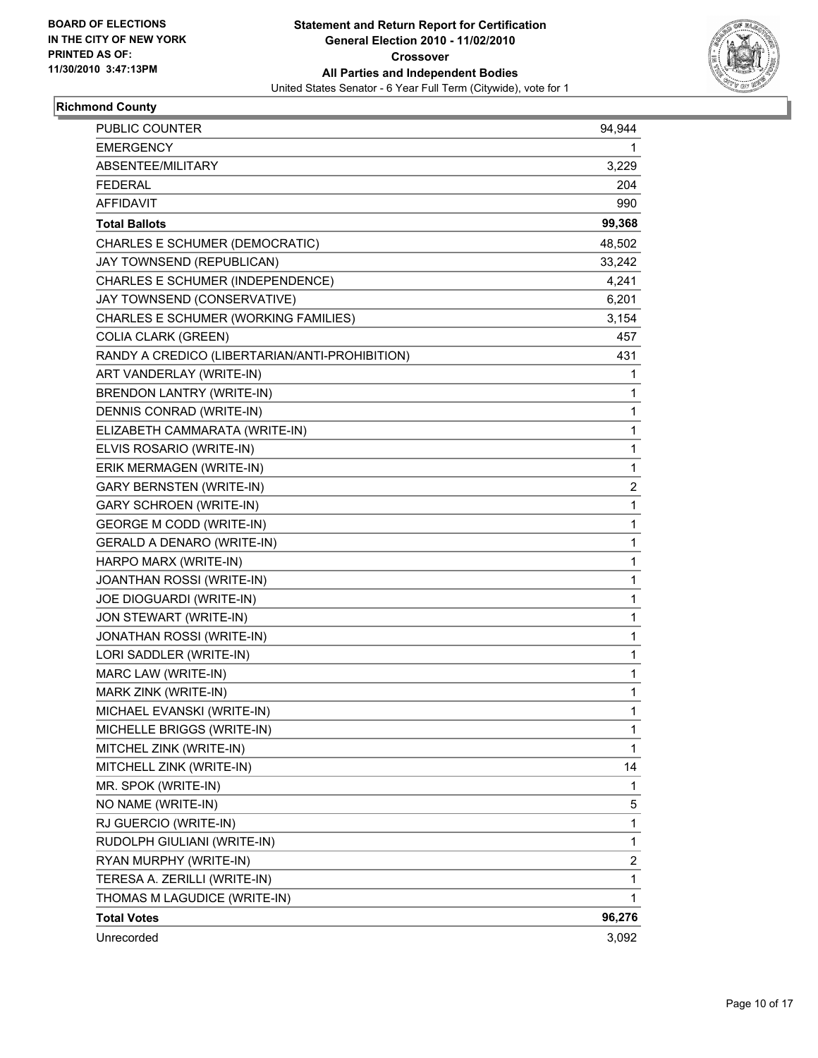**BOARD OF ELECTIONS IN THE CITY OF NEW YORK PRINTED AS OF: 11/30/2010 3:47:13PM**

# Statement and Return Report for Certification General Election 2010 - 11/02/2010 Crossover All Parties and Independent Bodies

United States Senator - 6 Year Full Term (Citywide), vote for 1

## Richmond County

| | |
|---|---|
| PUBLIC COUNTER | 94,944 |
| EMERGENCY | 1 |
| ABSENTEE/MILITARY | 3,229 |
| FEDERAL | 204 |
| AFFIDAVIT | 990 |
| **Total Ballots** | **99,368** |
| CHARLES E SCHUMER (DEMOCRATIC) | 48,502 |
| JAY TOWNSEND (REPUBLICAN) | 33,242 |
| CHARLES E SCHUMER (INDEPENDENCE) | 4,241 |
| JAY TOWNSEND (CONSERVATIVE) | 6,201 |
| CHARLES E SCHUMER (WORKING FAMILIES) | 3,154 |
| COLIA CLARK (GREEN) | 457 |
| RANDY A CREDICO (LIBERTARIAN/ANTI-PROHIBITION) | 431 |
| ART VANDERLAY (WRITE-IN) | 1 |
| BRENDON LANTRY (WRITE-IN) | 1 |
| DENNIS CONRAD (WRITE-IN) | 1 |
| ELIZABETH CAMMARATA (WRITE-IN) | 1 |
| ELVIS ROSARIO (WRITE-IN) | 1 |
| ERIK MERMAGEN (WRITE-IN) | 1 |
| GARY BERNSTEN (WRITE-IN) | 2 |
| GARY SCHROEN (WRITE-IN) | 1 |
| GEORGE M CODD (WRITE-IN) | 1 |
| GERALD A DENARO (WRITE-IN) | 1 |
| HARPO MARX (WRITE-IN) | 1 |
| JOANTHAN ROSSI (WRITE-IN) | 1 |
| JOE DIOGUARDI (WRITE-IN) | 1 |
| JON STEWART (WRITE-IN) | 1 |
| JONATHAN ROSSI (WRITE-IN) | 1 |
| LORI SADDLER (WRITE-IN) | 1 |
| MARC LAW (WRITE-IN) | 1 |
| MARK ZINK (WRITE-IN) | 1 |
| MICHAEL EVANSKI (WRITE-IN) | 1 |
| MICHELLE BRIGGS (WRITE-IN) | 1 |
| MITCHEL ZINK (WRITE-IN) | 1 |
| MITCHELL ZINK (WRITE-IN) | 14 |
| MR. SPOK (WRITE-IN) | 1 |
| NO NAME (WRITE-IN) | 5 |
| RJ GUERCIO (WRITE-IN) | 1 |
| RUDOLPH GIULIANI (WRITE-IN) | 1 |
| RYAN MURPHY (WRITE-IN) | 2 |
| TERESA A. ZERILLI (WRITE-IN) | 1 |
| THOMAS M LAGUDICE (WRITE-IN) | 1 |
| **Total Votes** | **96,276** |
| Unrecorded | 3,092 |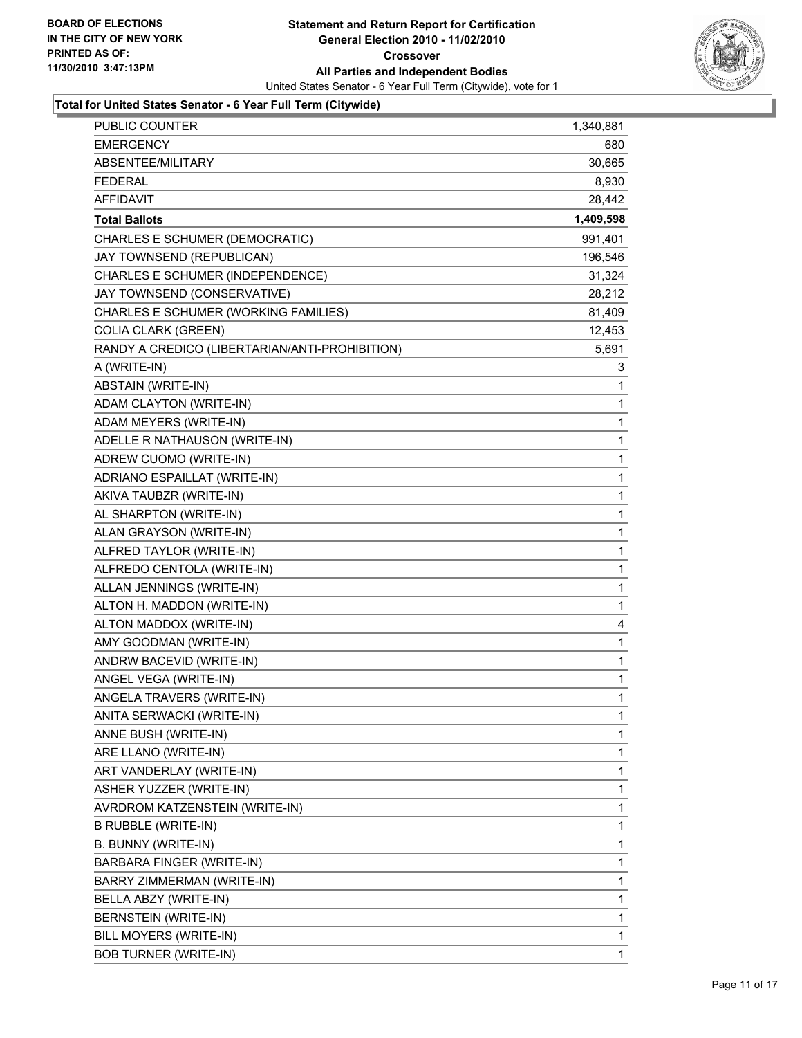**BOARD OF ELECTIONS IN THE CITY OF NEW YORK PRINTED AS OF: 11/30/2010 3:47:13PM**

# Statement and Return Report for Certification
## General Election 2010 - 11/02/2010
## Crossover
## All Parties and Independent Bodies

United States Senator - 6 Year Full Term (Citywide), vote for 1

### Total for United States Senator - 6 Year Full Term (Citywide)

| | |
|---|---:|
| PUBLIC COUNTER | 1,340,881 |
| EMERGENCY | 680 |
| ABSENTEE/MILITARY | 30,665 |
| FEDERAL | 8,930 |
| AFFIDAVIT | 28,442 |
| **Total Ballots** | **1,409,598** |
| CHARLES E SCHUMER (DEMOCRATIC) | 991,401 |
| JAY TOWNSEND (REPUBLICAN) | 196,546 |
| CHARLES E SCHUMER (INDEPENDENCE) | 31,324 |
| JAY TOWNSEND (CONSERVATIVE) | 28,212 |
| CHARLES E SCHUMER (WORKING FAMILIES) | 81,409 |
| COLIA CLARK (GREEN) | 12,453 |
| RANDY A CREDICO (LIBERTARIAN/ANTI-PROHIBITION) | 5,691 |
| A (WRITE-IN) | 3 |
| ABSTAIN (WRITE-IN) | 1 |
| ADAM CLAYTON (WRITE-IN) | 1 |
| ADAM MEYERS (WRITE-IN) | 1 |
| ADELLE R NATHAUSON (WRITE-IN) | 1 |
| ADREW CUOMO (WRITE-IN) | 1 |
| ADRIANO ESPAILLAT (WRITE-IN) | 1 |
| AKIVA TAUBZR (WRITE-IN) | 1 |
| AL SHARPTON (WRITE-IN) | 1 |
| ALAN GRAYSON (WRITE-IN) | 1 |
| ALFRED TAYLOR (WRITE-IN) | 1 |
| ALFREDO CENTOLA (WRITE-IN) | 1 |
| ALLAN JENNINGS (WRITE-IN) | 1 |
| ALTON H. MADDON (WRITE-IN) | 1 |
| ALTON MADDOX (WRITE-IN) | 4 |
| AMY GOODMAN (WRITE-IN) | 1 |
| ANDRW BACEVID (WRITE-IN) | 1 |
| ANGEL VEGA (WRITE-IN) | 1 |
| ANGELA TRAVERS (WRITE-IN) | 1 |
| ANITA SERWACKI (WRITE-IN) | 1 |
| ANNE BUSH (WRITE-IN) | 1 |
| ARE LLANO (WRITE-IN) | 1 |
| ART VANDERLAY (WRITE-IN) | 1 |
| ASHER YUZZER (WRITE-IN) | 1 |
| AVRDROM KATZENSTEIN (WRITE-IN) | 1 |
| B RUBBLE (WRITE-IN) | 1 |
| B. BUNNY (WRITE-IN) | 1 |
| BARBARA FINGER (WRITE-IN) | 1 |
| BARRY ZIMMERMAN (WRITE-IN) | 1 |
| BELLA ABZY (WRITE-IN) | 1 |
| BERNSTEIN (WRITE-IN) | 1 |
| BILL MOYERS (WRITE-IN) | 1 |
| BOB TURNER (WRITE-IN) | 1 |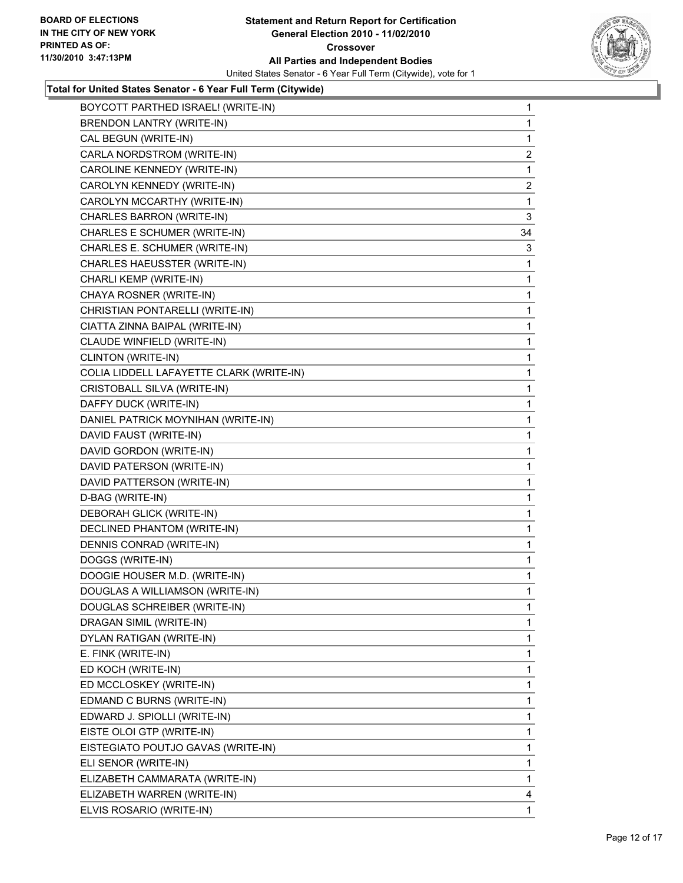**Total for United States Senator - 6 Year Full Term (Citywide)**

| Candidate | Votes |
|---|---|
| BOYCOTT PARTHED ISRAEL! (WRITE-IN) | 1 |
| BRENDON LANTRY (WRITE-IN) | 1 |
| CAL BEGUN (WRITE-IN) | 1 |
| CARLA NORDSTROM (WRITE-IN) | 2 |
| CAROLINE KENNEDY (WRITE-IN) | 1 |
| CAROLYN KENNEDY (WRITE-IN) | 2 |
| CAROLYN MCCARTHY (WRITE-IN) | 1 |
| CHARLES BARRON (WRITE-IN) | 3 |
| CHARLES E SCHUMER (WRITE-IN) | 34 |
| CHARLES E. SCHUMER (WRITE-IN) | 3 |
| CHARLES HAEUSSTER (WRITE-IN) | 1 |
| CHARLI KEMP (WRITE-IN) | 1 |
| CHAYA ROSNER (WRITE-IN) | 1 |
| CHRISTIAN PONTARELLI (WRITE-IN) | 1 |
| CIATTA ZINNA BAIPAL (WRITE-IN) | 1 |
| CLAUDE WINFIELD (WRITE-IN) | 1 |
| CLINTON (WRITE-IN) | 1 |
| COLIA LIDDELL LAFAYETTE CLARK (WRITE-IN) | 1 |
| CRISTOBALL SILVA (WRITE-IN) | 1 |
| DAFFY DUCK (WRITE-IN) | 1 |
| DANIEL PATRICK MOYNIHAN (WRITE-IN) | 1 |
| DAVID FAUST (WRITE-IN) | 1 |
| DAVID GORDON (WRITE-IN) | 1 |
| DAVID PATERSON (WRITE-IN) | 1 |
| DAVID PATTERSON (WRITE-IN) | 1 |
| D-BAG (WRITE-IN) | 1 |
| DEBORAH GLICK (WRITE-IN) | 1 |
| DECLINED PHANTOM (WRITE-IN) | 1 |
| DENNIS CONRAD (WRITE-IN) | 1 |
| DOGGS (WRITE-IN) | 1 |
| DOOGIE HOUSER M.D. (WRITE-IN) | 1 |
| DOUGLAS A WILLIAMSON (WRITE-IN) | 1 |
| DOUGLAS SCHREIBER (WRITE-IN) | 1 |
| DRAGAN SIMIL (WRITE-IN) | 1 |
| DYLAN RATIGAN (WRITE-IN) | 1 |
| E. FINK (WRITE-IN) | 1 |
| ED KOCH (WRITE-IN) | 1 |
| ED MCCLOSKEY (WRITE-IN) | 1 |
| EDMAND C BURNS (WRITE-IN) | 1 |
| EDWARD J. SPIOLLI (WRITE-IN) | 1 |
| EISTE OLOI GTP (WRITE-IN) | 1 |
| EISTEGIATO POUTJO GAVAS (WRITE-IN) | 1 |
| ELI SENOR (WRITE-IN) | 1 |
| ELIZABETH CAMMARATA (WRITE-IN) | 1 |
| ELIZABETH WARREN (WRITE-IN) | 4 |
| ELVIS ROSARIO (WRITE-IN) | 1 |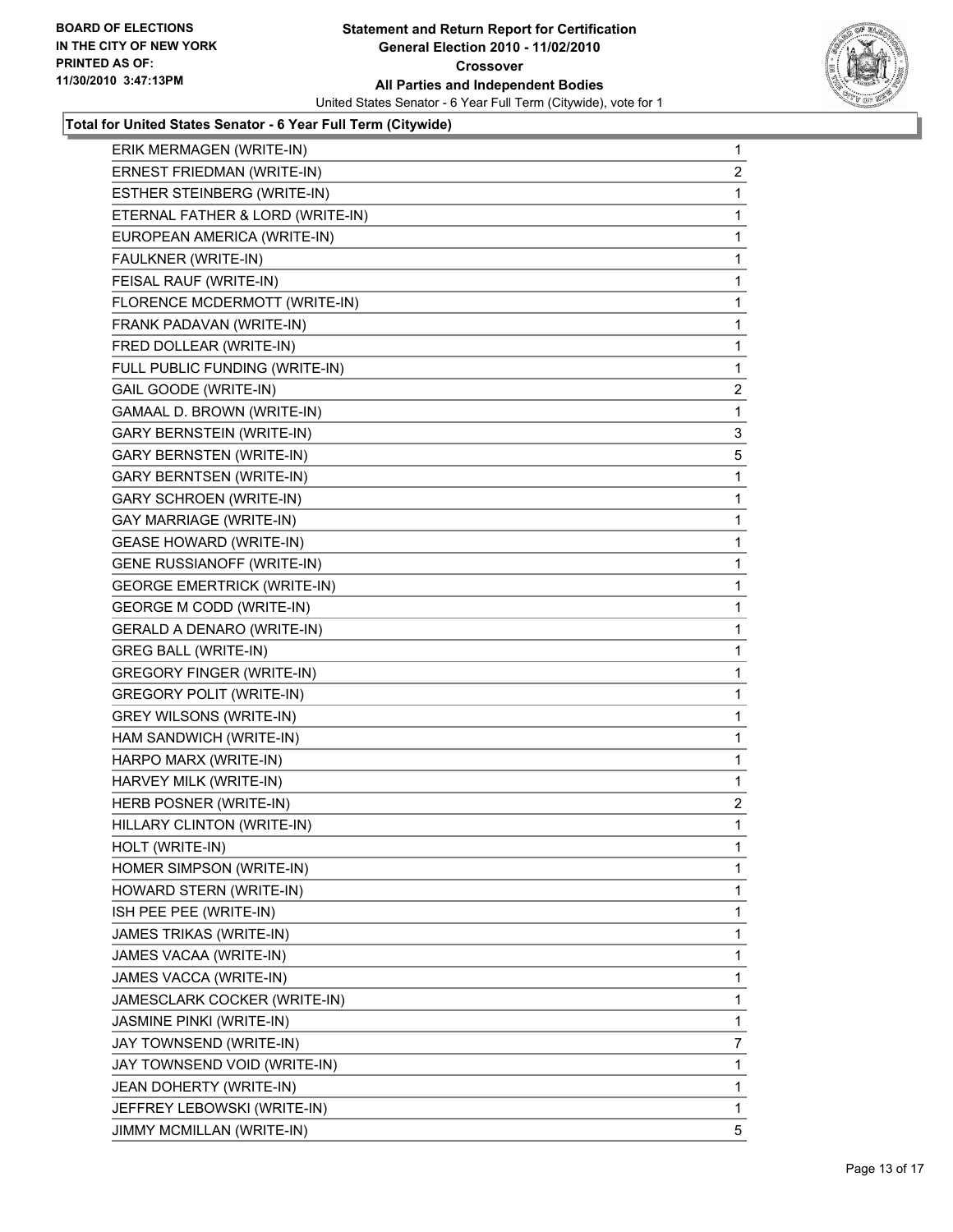**Total for United States Senator - 6 Year Full Term (Citywide)**

| Candidate | Votes |
|---|---|
| ERIK MERMAGEN (WRITE-IN) | 1 |
| ERNEST FRIEDMAN (WRITE-IN) | 2 |
| ESTHER STEINBERG (WRITE-IN) | 1 |
| ETERNAL FATHER & LORD (WRITE-IN) | 1 |
| EUROPEAN AMERICA (WRITE-IN) | 1 |
| FAULKNER (WRITE-IN) | 1 |
| FEISAL RAUF (WRITE-IN) | 1 |
| FLORENCE MCDERMOTT (WRITE-IN) | 1 |
| FRANK PADAVAN (WRITE-IN) | 1 |
| FRED DOLLEAR (WRITE-IN) | 1 |
| FULL PUBLIC FUNDING (WRITE-IN) | 1 |
| GAIL GOODE (WRITE-IN) | 2 |
| GAMAAL D. BROWN (WRITE-IN) | 1 |
| GARY BERNSTEIN (WRITE-IN) | 3 |
| GARY BERNSTEN (WRITE-IN) | 5 |
| GARY BERNTSEN (WRITE-IN) | 1 |
| GARY SCHROEN (WRITE-IN) | 1 |
| GAY MARRIAGE (WRITE-IN) | 1 |
| GEASE HOWARD (WRITE-IN) | 1 |
| GENE RUSSIANOFF (WRITE-IN) | 1 |
| GEORGE EMERTRICK (WRITE-IN) | 1 |
| GEORGE M CODD (WRITE-IN) | 1 |
| GERALD A DENARO (WRITE-IN) | 1 |
| GREG BALL (WRITE-IN) | 1 |
| GREGORY FINGER (WRITE-IN) | 1 |
| GREGORY POLIT (WRITE-IN) | 1 |
| GREY WILSONS (WRITE-IN) | 1 |
| HAM SANDWICH (WRITE-IN) | 1 |
| HARPO MARX (WRITE-IN) | 1 |
| HARVEY MILK (WRITE-IN) | 1 |
| HERB POSNER (WRITE-IN) | 2 |
| HILLARY CLINTON (WRITE-IN) | 1 |
| HOLT (WRITE-IN) | 1 |
| HOMER SIMPSON (WRITE-IN) | 1 |
| HOWARD STERN (WRITE-IN) | 1 |
| ISH PEE PEE (WRITE-IN) | 1 |
| JAMES TRIKAS (WRITE-IN) | 1 |
| JAMES VACAA (WRITE-IN) | 1 |
| JAMES VACCA (WRITE-IN) | 1 |
| JAMESCLARK COCKER (WRITE-IN) | 1 |
| JASMINE PINKI (WRITE-IN) | 1 |
| JAY TOWNSEND (WRITE-IN) | 7 |
| JAY TOWNSEND VOID (WRITE-IN) | 1 |
| JEAN DOHERTY (WRITE-IN) | 1 |
| JEFFREY LEBOWSKI (WRITE-IN) | 1 |
| JIMMY MCMILLAN (WRITE-IN) | 5 |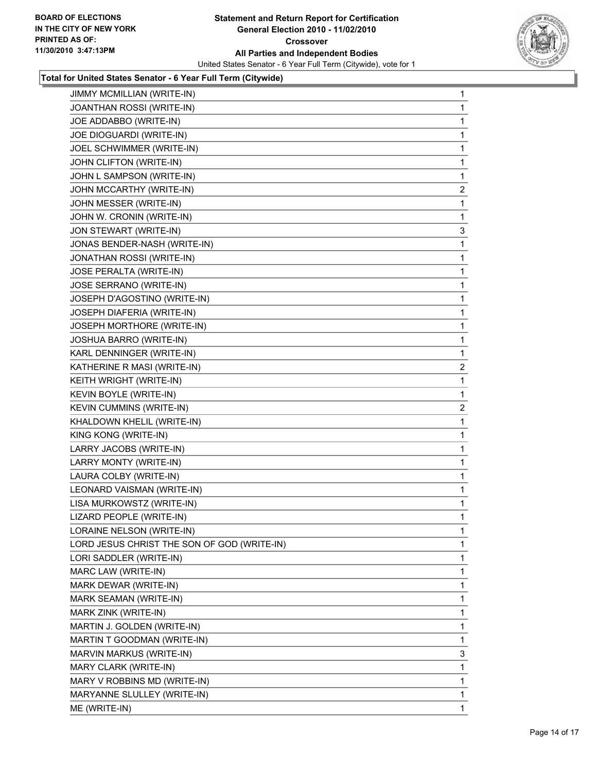**Total for United States Senator - 6 Year Full Term (Citywide)**

| | |
|---|---|
| JIMMY MCMILLIAN (WRITE-IN) | 1 |
| JOANTHAN ROSSI (WRITE-IN) | 1 |
| JOE ADDABBO (WRITE-IN) | 1 |
| JOE DIOGUARDI (WRITE-IN) | 1 |
| JOEL SCHWIMMER (WRITE-IN) | 1 |
| JOHN CLIFTON (WRITE-IN) | 1 |
| JOHN L SAMPSON (WRITE-IN) | 1 |
| JOHN MCCARTHY (WRITE-IN) | 2 |
| JOHN MESSER (WRITE-IN) | 1 |
| JOHN W. CRONIN (WRITE-IN) | 1 |
| JON STEWART (WRITE-IN) | 3 |
| JONAS BENDER-NASH (WRITE-IN) | 1 |
| JONATHAN ROSSI (WRITE-IN) | 1 |
| JOSE PERALTA (WRITE-IN) | 1 |
| JOSE SERRANO (WRITE-IN) | 1 |
| JOSEPH D'AGOSTINO (WRITE-IN) | 1 |
| JOSEPH DIAFERIA (WRITE-IN) | 1 |
| JOSEPH MORTHORE (WRITE-IN) | 1 |
| JOSHUA BARRO (WRITE-IN) | 1 |
| KARL DENNINGER (WRITE-IN) | 1 |
| KATHERINE R MASI (WRITE-IN) | 2 |
| KEITH WRIGHT (WRITE-IN) | 1 |
| KEVIN BOYLE (WRITE-IN) | 1 |
| KEVIN CUMMINS (WRITE-IN) | 2 |
| KHALDOWN KHELIL (WRITE-IN) | 1 |
| KING KONG (WRITE-IN) | 1 |
| LARRY JACOBS (WRITE-IN) | 1 |
| LARRY MONTY (WRITE-IN) | 1 |
| LAURA COLBY (WRITE-IN) | 1 |
| LEONARD VAISMAN (WRITE-IN) | 1 |
| LISA MURKOWSTZ (WRITE-IN) | 1 |
| LIZARD PEOPLE (WRITE-IN) | 1 |
| LORAINE NELSON (WRITE-IN) | 1 |
| LORD JESUS CHRIST THE SON OF GOD (WRITE-IN) | 1 |
| LORI SADDLER (WRITE-IN) | 1 |
| MARC LAW (WRITE-IN) | 1 |
| MARK DEWAR (WRITE-IN) | 1 |
| MARK SEAMAN (WRITE-IN) | 1 |
| MARK ZINK (WRITE-IN) | 1 |
| MARTIN J. GOLDEN (WRITE-IN) | 1 |
| MARTIN T GOODMAN (WRITE-IN) | 1 |
| MARVIN MARKUS (WRITE-IN) | 3 |
| MARY CLARK (WRITE-IN) | 1 |
| MARY V ROBBINS MD (WRITE-IN) | 1 |
| MARYANNE SLULLEY (WRITE-IN) | 1 |
| ME (WRITE-IN) | 1 |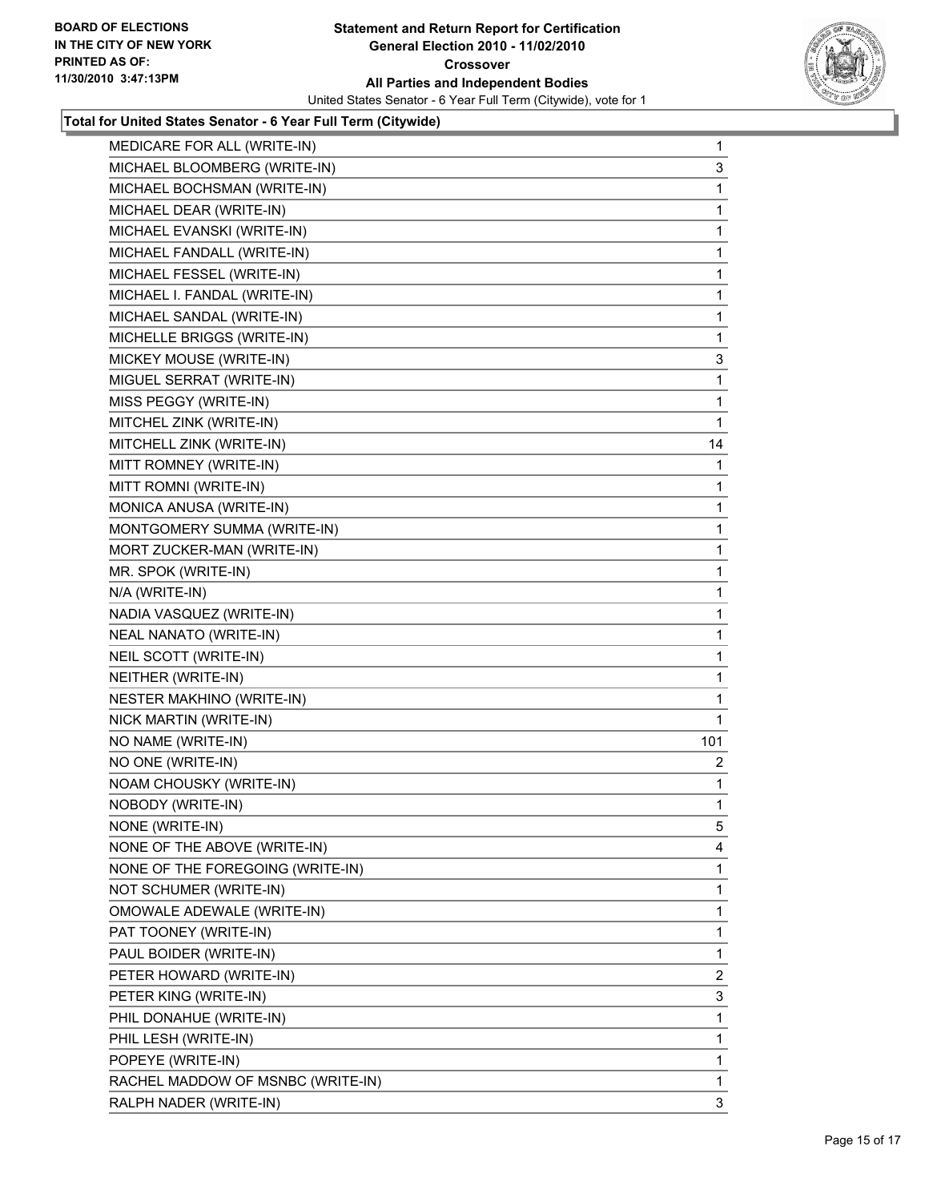**Total for United States Senator - 6 Year Full Term (Citywide)**

| | |
|---|---|
| MEDICARE FOR ALL (WRITE-IN) | 1 |
| MICHAEL BLOOMBERG (WRITE-IN) | 3 |
| MICHAEL BOCHSMAN (WRITE-IN) | 1 |
| MICHAEL DEAR (WRITE-IN) | 1 |
| MICHAEL EVANSKI (WRITE-IN) | 1 |
| MICHAEL FANDALL (WRITE-IN) | 1 |
| MICHAEL FESSEL (WRITE-IN) | 1 |
| MICHAEL I. FANDAL (WRITE-IN) | 1 |
| MICHAEL SANDAL (WRITE-IN) | 1 |
| MICHELLE BRIGGS (WRITE-IN) | 1 |
| MICKEY MOUSE (WRITE-IN) | 3 |
| MIGUEL SERRAT (WRITE-IN) | 1 |
| MISS PEGGY (WRITE-IN) | 1 |
| MITCHEL ZINK (WRITE-IN) | 1 |
| MITCHELL ZINK (WRITE-IN) | 14 |
| MITT ROMNEY (WRITE-IN) | 1 |
| MITT ROMNI (WRITE-IN) | 1 |
| MONICA ANUSA (WRITE-IN) | 1 |
| MONTGOMERY SUMMA (WRITE-IN) | 1 |
| MORT ZUCKER-MAN (WRITE-IN) | 1 |
| MR. SPOK (WRITE-IN) | 1 |
| N/A (WRITE-IN) | 1 |
| NADIA VASQUEZ (WRITE-IN) | 1 |
| NEAL NANATO (WRITE-IN) | 1 |
| NEIL SCOTT (WRITE-IN) | 1 |
| NEITHER (WRITE-IN) | 1 |
| NESTER MAKHINO (WRITE-IN) | 1 |
| NICK MARTIN (WRITE-IN) | 1 |
| NO NAME (WRITE-IN) | 101 |
| NO ONE (WRITE-IN) | 2 |
| NOAM CHOUSKY (WRITE-IN) | 1 |
| NOBODY (WRITE-IN) | 1 |
| NONE (WRITE-IN) | 5 |
| NONE OF THE ABOVE (WRITE-IN) | 4 |
| NONE OF THE FOREGOING (WRITE-IN) | 1 |
| NOT SCHUMER (WRITE-IN) | 1 |
| OMOWALE ADEWALE (WRITE-IN) | 1 |
| PAT TOONEY (WRITE-IN) | 1 |
| PAUL BOIDER (WRITE-IN) | 1 |
| PETER HOWARD (WRITE-IN) | 2 |
| PETER KING (WRITE-IN) | 3 |
| PHIL DONAHUE (WRITE-IN) | 1 |
| PHIL LESH (WRITE-IN) | 1 |
| POPEYE (WRITE-IN) | 1 |
| RACHEL MADDOW OF MSNBC (WRITE-IN) | 1 |
| RALPH NADER (WRITE-IN) | 3 |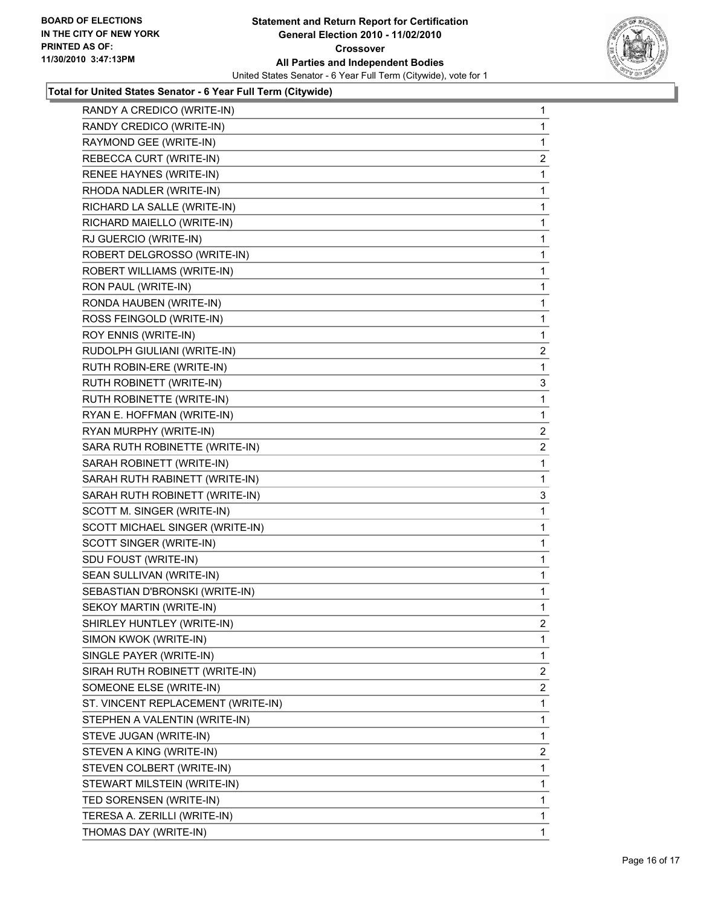**BOARD OF ELECTIONS IN THE CITY OF NEW YORK PRINTED AS OF: 11/30/2010 3:47:13PM**

**Statement and Return Report for Certification General Election 2010 - 11/02/2010 Crossover All Parties and Independent Bodies**

United States Senator - 6 Year Full Term (Citywide), vote for 1

### Total for United States Senator - 6 Year Full Term (Citywide)

| Candidate | Votes |
|---|---|
| RANDY A CREDICO (WRITE-IN) | 1 |
| RANDY CREDICO (WRITE-IN) | 1 |
| RAYMOND GEE (WRITE-IN) | 1 |
| REBECCA CURT (WRITE-IN) | 2 |
| RENEE HAYNES (WRITE-IN) | 1 |
| RHODA NADLER (WRITE-IN) | 1 |
| RICHARD LA SALLE (WRITE-IN) | 1 |
| RICHARD MAIELLO (WRITE-IN) | 1 |
| RJ GUERCIO (WRITE-IN) | 1 |
| ROBERT DELGROSSO (WRITE-IN) | 1 |
| ROBERT WILLIAMS (WRITE-IN) | 1 |
| RON PAUL (WRITE-IN) | 1 |
| RONDA HAUBEN (WRITE-IN) | 1 |
| ROSS FEINGOLD (WRITE-IN) | 1 |
| ROY ENNIS (WRITE-IN) | 1 |
| RUDOLPH GIULIANI (WRITE-IN) | 2 |
| RUTH ROBIN-ERE (WRITE-IN) | 1 |
| RUTH ROBINETT (WRITE-IN) | 3 |
| RUTH ROBINETTE (WRITE-IN) | 1 |
| RYAN E. HOFFMAN (WRITE-IN) | 1 |
| RYAN MURPHY (WRITE-IN) | 2 |
| SARA RUTH ROBINETTE (WRITE-IN) | 2 |
| SARAH ROBINETT (WRITE-IN) | 1 |
| SARAH RUTH RABINETT (WRITE-IN) | 1 |
| SARAH RUTH ROBINETT (WRITE-IN) | 3 |
| SCOTT M. SINGER (WRITE-IN) | 1 |
| SCOTT MICHAEL SINGER (WRITE-IN) | 1 |
| SCOTT SINGER (WRITE-IN) | 1 |
| SDU FOUST (WRITE-IN) | 1 |
| SEAN SULLIVAN (WRITE-IN) | 1 |
| SEBASTIAN D'BRONSKI (WRITE-IN) | 1 |
| SEKOY MARTIN (WRITE-IN) | 1 |
| SHIRLEY HUNTLEY (WRITE-IN) | 2 |
| SIMON KWOK (WRITE-IN) | 1 |
| SINGLE PAYER (WRITE-IN) | 1 |
| SIRAH RUTH ROBINETT (WRITE-IN) | 2 |
| SOMEONE ELSE (WRITE-IN) | 2 |
| ST. VINCENT REPLACEMENT (WRITE-IN) | 1 |
| STEPHEN A VALENTIN (WRITE-IN) | 1 |
| STEVE JUGAN (WRITE-IN) | 1 |
| STEVEN A KING (WRITE-IN) | 2 |
| STEVEN COLBERT (WRITE-IN) | 1 |
| STEWART MILSTEIN (WRITE-IN) | 1 |
| TED SORENSEN (WRITE-IN) | 1 |
| TERESA A. ZERILLI (WRITE-IN) | 1 |
| THOMAS DAY (WRITE-IN) | 1 |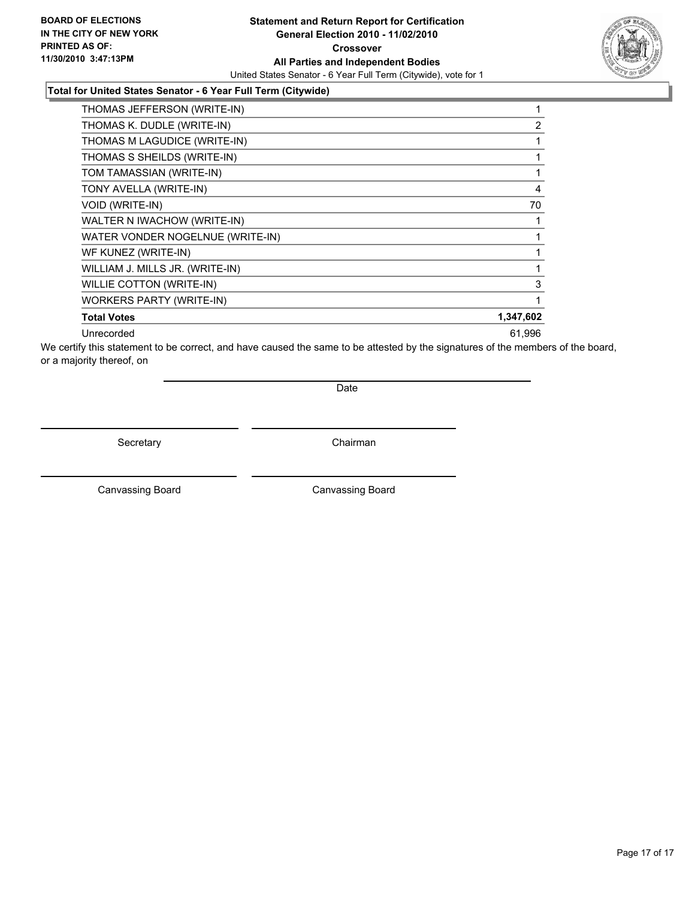**BOARD OF ELECTIONS IN THE CITY OF NEW YORK PRINTED AS OF: 11/30/2010 3:47:13PM**

**Statement and Return Report for Certification General Election 2010 - 11/02/2010 Crossover All Parties and Independent Bodies**

United States Senator - 6 Year Full Term (Citywide), vote for 1

### Total for United States Senator - 6 Year Full Term (Citywide)

| | |
|---|---|
| THOMAS JEFFERSON (WRITE-IN) | 1 |
| THOMAS K. DUDLE (WRITE-IN) | 2 |
| THOMAS M LAGUDICE (WRITE-IN) | 1 |
| THOMAS S SHEILDS (WRITE-IN) | 1 |
| TOM TAMASSIAN (WRITE-IN) | 1 |
| TONY AVELLA (WRITE-IN) | 4 |
| VOID (WRITE-IN) | 70 |
| WALTER N IWACHOW (WRITE-IN) | 1 |
| WATER VONDER NOGELNUE (WRITE-IN) | 1 |
| WF KUNEZ (WRITE-IN) | 1 |
| WILLIAM J. MILLS JR. (WRITE-IN) | 1 |
| WILLIE COTTON (WRITE-IN) | 3 |
| WORKERS PARTY (WRITE-IN) | 1 |
| **Total Votes** | **1,347,602** |
| Unrecorded | 61,996 |

We certify this statement to be correct, and have caused the same to be attested by the signatures of the members of the board, or a majority thereof, on

Date

Secretary

Chairman

Canvassing Board

Canvassing Board